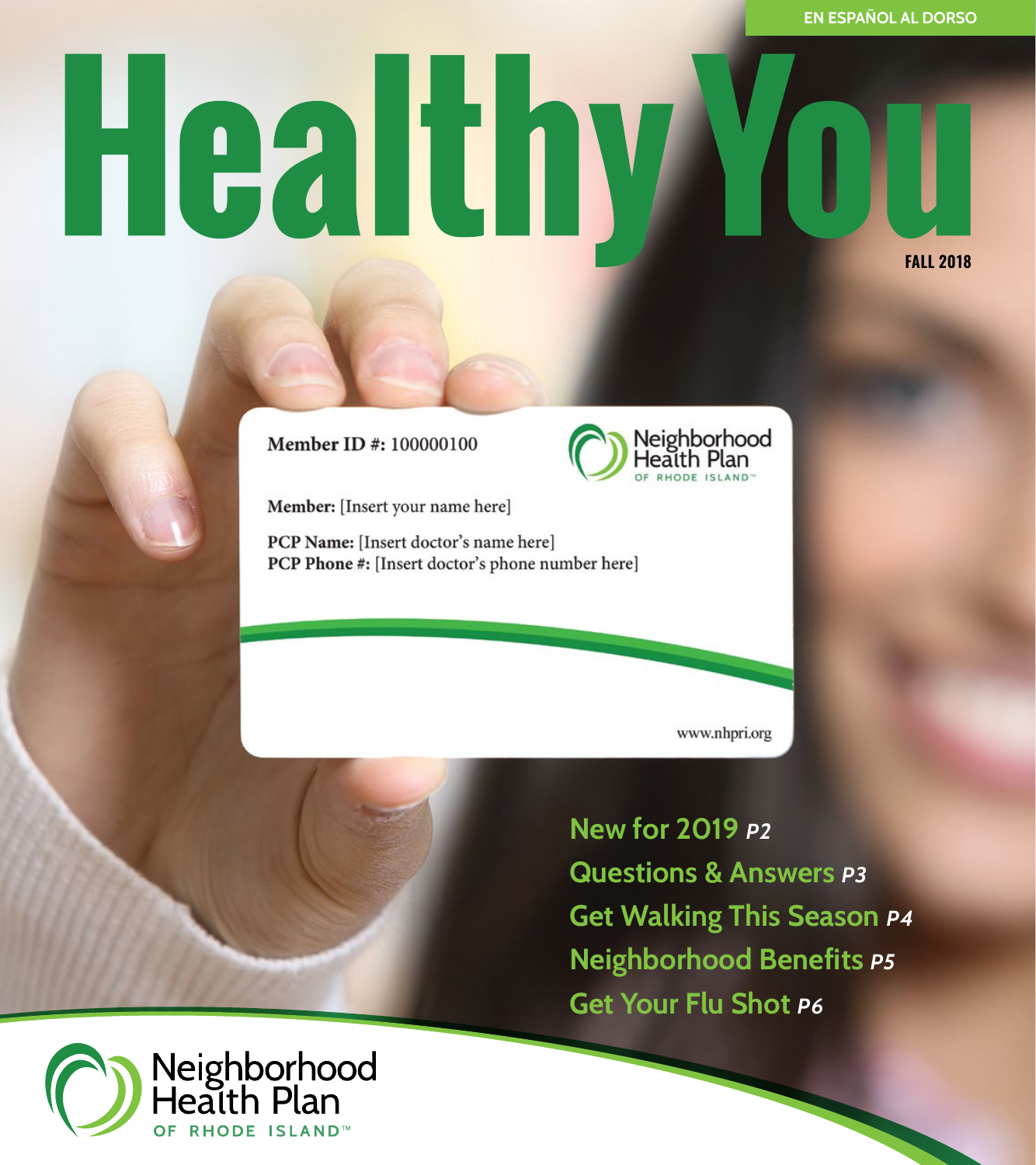EN ESPAÑOL AL DORSO

# Healthy You

**FALL 2018**

Member ID #: 100000100

Neighborhood Health Plan OF RHODE ISLAND™

**Member:** [Insert your name here]

**PCP Name:** [Insert doctor's name here]
**PCP Phone #:** [Insert doctor's phone number here]

www.nhpri.org

## New for 2019 *P2*

## Questions & Answers *P3*

## Get Walking This Season *P4*

## Neighborhood Benefits *P5*

## Get Your Flu Shot *P6*

Neighborhood Health Plan OF RHODE ISLAND™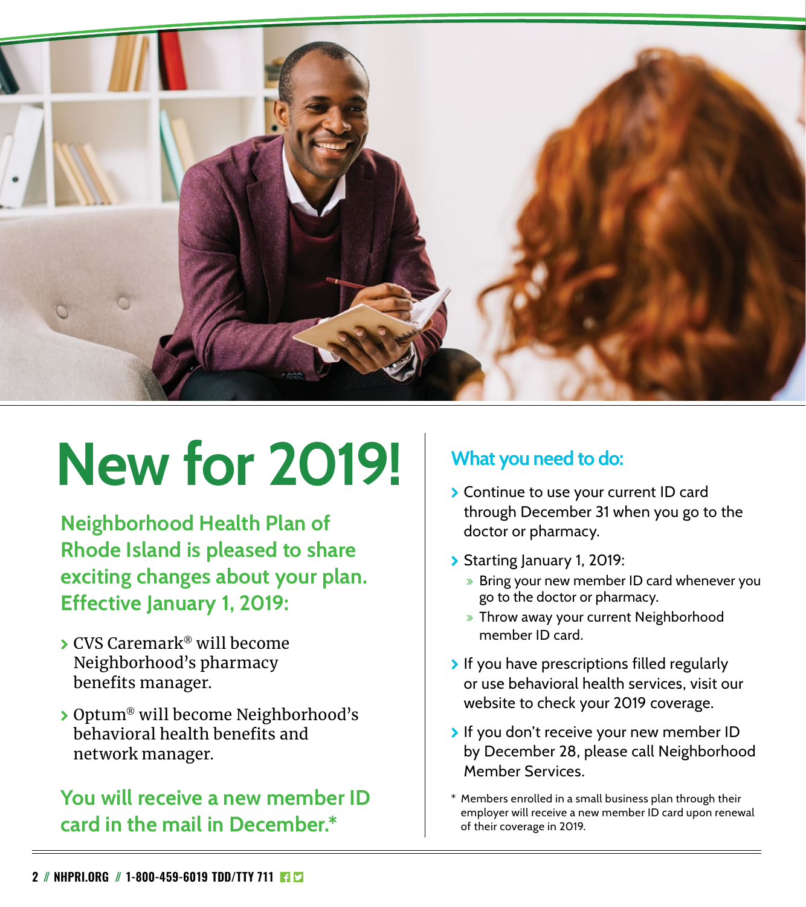# New for 2019!

## Neighborhood Health Plan of Rhode Island is pleased to share exciting changes about your plan. Effective January 1, 2019:

- CVS Caremark® will become Neighborhood's pharmacy benefits manager.
- Optum® will become Neighborhood's behavioral health benefits and network manager.

**You will receive a new member ID card in the mail in December.***

## What you need to do:

- Continue to use your current ID card through December 31 when you go to the doctor or pharmacy.
- Starting January 1, 2019:
  - Bring your new member ID card whenever you go to the doctor or pharmacy.
  - Throw away your current Neighborhood member ID card.
- If you have prescriptions filled regularly or use behavioral health services, visit our website to check your 2019 coverage.
- If you don't receive your new member ID by December 28, please call Neighborhood Member Services.

\* Members enrolled in a small business plan through their employer will receive a new member ID card upon renewal of their coverage in 2019.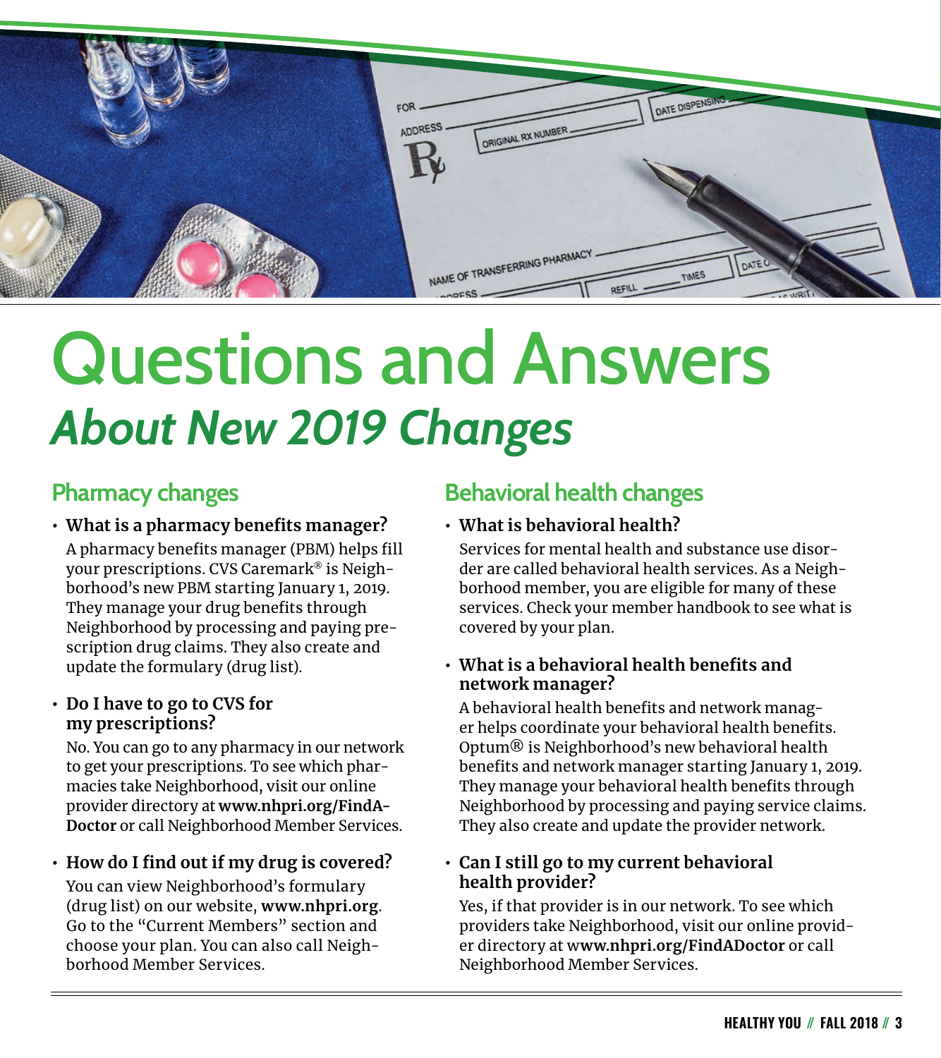# Questions and Answers

## *About New 2019 Changes*

### Pharmacy changes

- **What is a pharmacy benefits manager?**

  A pharmacy benefits manager (PBM) helps fill your prescriptions. CVS Caremark® is Neighborhood's new PBM starting January 1, 2019. They manage your drug benefits through Neighborhood by processing and paying prescription drug claims. They also create and update the formulary (drug list).

- **Do I have to go to CVS for my prescriptions?**

  No. You can go to any pharmacy in our network to get your prescriptions. To see which pharmacies take Neighborhood, visit our online provider directory at **www.nhpri.org/FindADoctor** or call Neighborhood Member Services.

- **How do I find out if my drug is covered?**

  You can view Neighborhood's formulary (drug list) on our website, **www.nhpri.org**. Go to the "Current Members" section and choose your plan. You can also call Neighborhood Member Services.

### Behavioral health changes

- **What is behavioral health?**

  Services for mental health and substance use disorder are called behavioral health services. As a Neighborhood member, you are eligible for many of these services. Check your member handbook to see what is covered by your plan.

- **What is a behavioral health benefits and network manager?**

  A behavioral health benefits and network manager helps coordinate your behavioral health benefits. Optum® is Neighborhood's new behavioral health benefits and network manager starting January 1, 2019. They manage your behavioral health benefits through Neighborhood by processing and paying service claims. They also create and update the provider network.

- **Can I still go to my current behavioral health provider?**

  Yes, if that provider is in our network. To see which providers take Neighborhood, visit our online provider directory at **www.nhpri.org/FindADoctor** or call Neighborhood Member Services.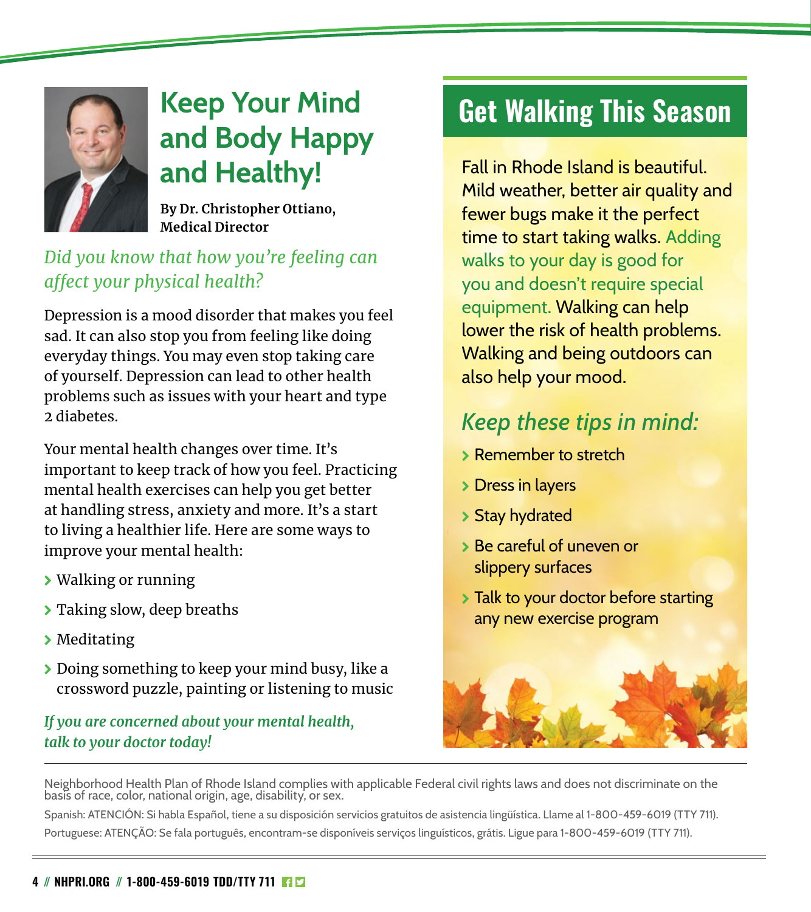# Keep Your Mind and Body Happy and Healthy!

**By Dr. Christopher Ottiano, Medical Director**

*Did you know that how you're feeling can affect your physical health?*

Depression is a mood disorder that makes you feel sad. It can also stop you from feeling like doing everyday things. You may even stop taking care of yourself. Depression can lead to other health problems such as issues with your heart and type 2 diabetes.

Your mental health changes over time. It's important to keep track of how you feel. Practicing mental health exercises can help you get better at handling stress, anxiety and more. It's a start to living a healthier life. Here are some ways to improve your mental health:

- Walking or running
- Taking slow, deep breaths
- Meditating
- Doing something to keep your mind busy, like a crossword puzzle, painting or listening to music

***If you are concerned about your mental health, talk to your doctor today!***

## Get Walking This Season

Fall in Rhode Island is beautiful. Mild weather, better air quality and fewer bugs make it the perfect time to start taking walks. Adding walks to your day is good for you and doesn't require special equipment. Walking can help lower the risk of health problems. Walking and being outdoors can also help your mood.

### *Keep these tips in mind:*

- Remember to stretch
- Dress in layers
- Stay hydrated
- Be careful of uneven or slippery surfaces
- Talk to your doctor before starting any new exercise program

---

Neighborhood Health Plan of Rhode Island complies with applicable Federal civil rights laws and does not discriminate on the basis of race, color, national origin, age, disability, or sex.

Spanish: ATENCIÓN: Si habla Español, tiene a su disposición servicios gratuitos de asistencia lingüística. Llame al 1-800-459-6019 (TTY 711).

Portuguese: ATENÇÃO: Se fala português, encontram-se disponíveis serviços linguísticos, grátis. Ligue para 1-800-459-6019 (TTY 711).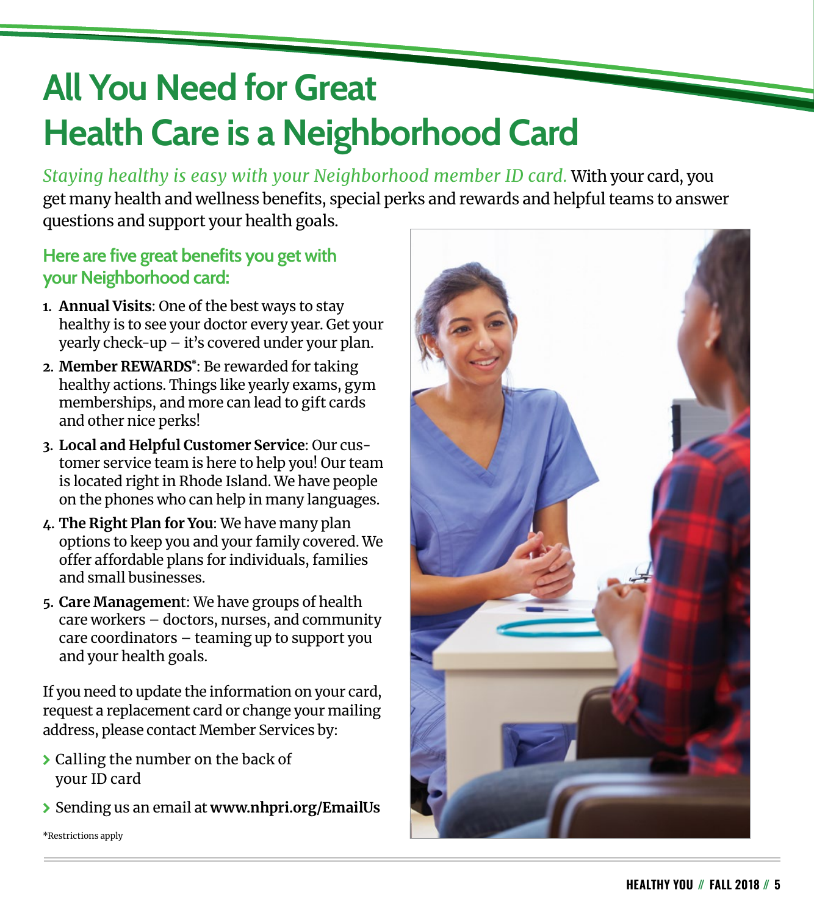# All You Need for Great Health Care is a Neighborhood Card

*Staying healthy is easy with your Neighborhood member ID card.* With your card, you get many health and wellness benefits, special perks and rewards and helpful teams to answer questions and support your health goals.

## Here are five great benefits you get with your Neighborhood card:

1. **Annual Visits**: One of the best ways to stay healthy is to see your doctor every year. Get your yearly check-up – it's covered under your plan.
2. **Member REWARDS***: Be rewarded for taking healthy actions. Things like yearly exams, gym memberships, and more can lead to gift cards and other nice perks!
3. **Local and Helpful Customer Service**: Our customer service team is here to help you! Our team is located right in Rhode Island. We have people on the phones who can help in many languages.
4. **The Right Plan for You**: We have many plan options to keep you and your family covered. We offer affordable plans for individuals, families and small businesses.
5. **Care Managemen**t: We have groups of health care workers – doctors, nurses, and community care coordinators – teaming up to support you and your health goals.

If you need to update the information on your card, request a replacement card or change your mailing address, please contact Member Services by:

- Calling the number on the back of your ID card
- Sending us an email at **www.nhpri.org/EmailUs**

*Restrictions apply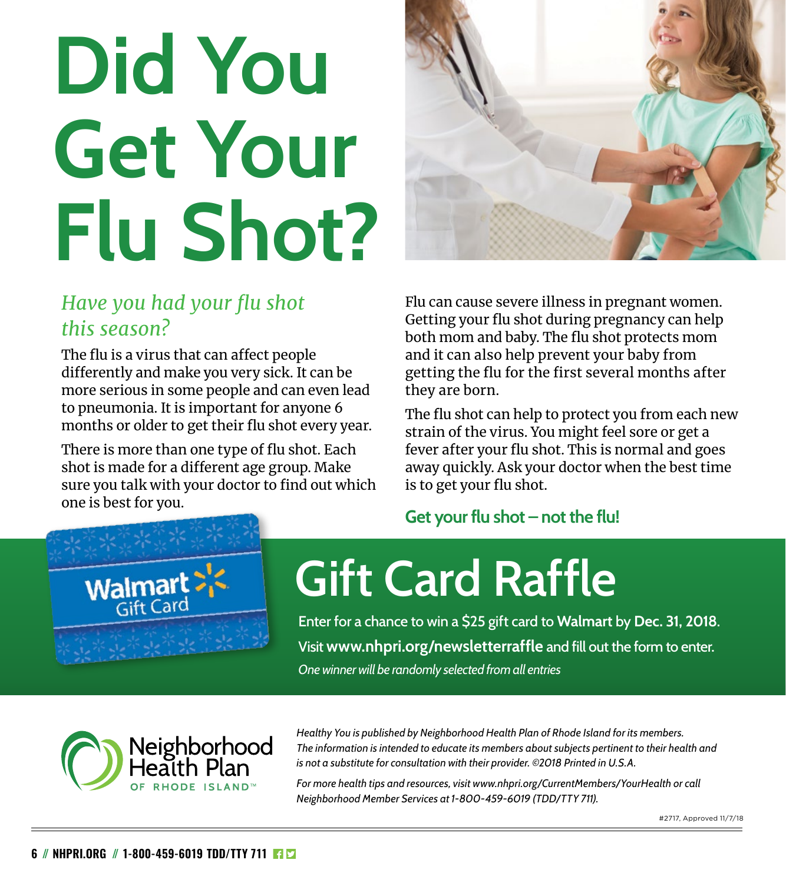# Did You Get Your Flu Shot?

*Have you had your flu shot this season?*

The flu is a virus that can affect people differently and make you very sick. It can be more serious in some people and can even lead to pneumonia. It is important for anyone 6 months or older to get their flu shot every year.

There is more than one type of flu shot. Each shot is made for a different age group. Make sure you talk with your doctor to find out which one is best for you.

Flu can cause severe illness in pregnant women. Getting your flu shot during pregnancy can help both mom and baby. The flu shot protects mom and it can also help prevent your baby from getting the flu for the first several months after they are born.

The flu shot can help to protect you from each new strain of the virus. You might feel sore or get a fever after your flu shot. This is normal and goes away quickly. Ask your doctor when the best time is to get your flu shot.

**Get your flu shot – not the flu!**

## Gift Card Raffle

Enter for a chance to win a $25 gift card to **Walmart** by **Dec. 31, 2018.**

Visit **www.nhpri.org/newsletterraffle** and fill out the form to enter.

*One winner will be randomly selected from all entries*

Neighborhood Health Plan OF RHODE ISLAND™

*Healthy You is published by Neighborhood Health Plan of Rhode Island for its members. The information is intended to educate its members about subjects pertinent to their health and is not a substitute for consultation with their provider. ©2018 Printed in U.S.A.*

*For more health tips and resources, visit www.nhpri.org/CurrentMembers/YourHealth or call Neighborhood Member Services at 1-800-459-6019 (TDD/TTY 711).*

#2717, Approved 11/7/18